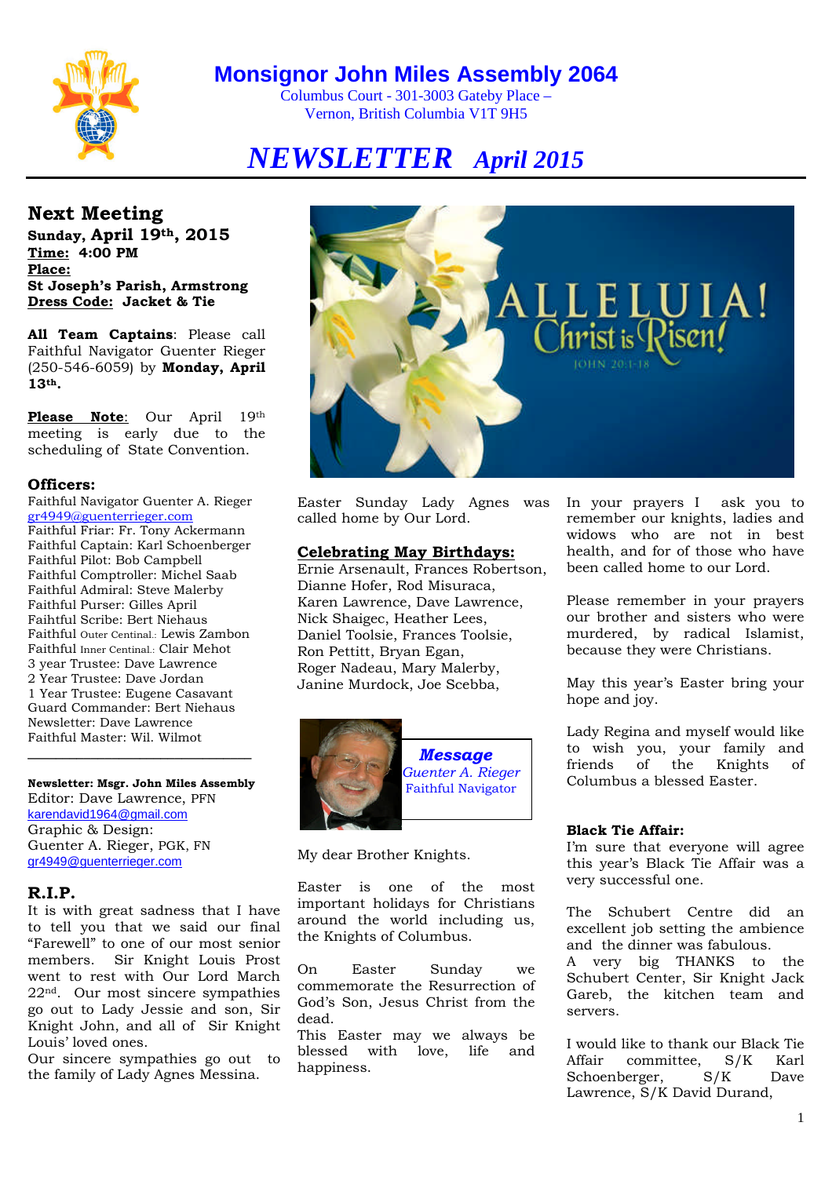# Monsignor John Miles Assembly 2064

Columbus Court - 301-3003 Gateby Place –
Vernon, British Columbia V1T 9H5

# *NEWSLETTER* *April 2015*

## Next Meeting

**Sunday, April 19th, 2015**
**Time: 4:00 PM**
**Place:**
**St Joseph's Parish, Armstrong**
**Dress Code: Jacket & Tie**

**All Team Captains**: Please call Faithful Navigator Guenter Rieger (250-546-6059) by **Monday, April 13th.**

**Please Note**: Our April 19th meeting is early due to the scheduling of State Convention.

## Officers:

Faithful Navigator Guenter A. Rieger
gr4949@guenterrieger.com
Faithful Friar: Fr. Tony Ackermann
Faithful Captain: Karl Schoenberger
Faithful Pilot: Bob Campbell
Faithful Comptroller: Michel Saab
Faithful Admiral: Steve Malerby
Faithful Purser: Gilles April
Faihtful Scribe: Bert Niehaus
Faithful Outer Centinal.: Lewis Zambon
Faithful Inner Centinal.: Clair Mehot
3 year Trustee: Dave Lawrence
2 Year Trustee: Dave Jordan
1 Year Trustee: Eugene Casavant
Guard Commander: Bert Niehaus
Newsletter: Dave Lawrence
Faithful Master: Wil. Wilmot

---

**Newsletter: Msgr. John Miles Assembly**
Editor: Dave Lawrence, PFN
karendavid1964@gmail.com
Graphic & Design:
Guenter A. Rieger, PGK, FN
gr4949@guenterrieger.com

## R.I.P.

It is with great sadness that I have to tell you that we said our final "Farewell" to one of our most senior members. Sir Knight Louis Prost went to rest with Our Lord March 22nd. Our most sincere sympathies go out to Lady Jessie and son, Sir Knight John, and all of Sir Knight Louis' loved ones.
Our sincere sympathies go out to the family of Lady Agnes Messina. Easter Sunday Lady Agnes was called home by Our Lord.

## Celebrating May Birthdays:

Ernie Arsenault, Frances Robertson, Dianne Hofer, Rod Misuraca, Karen Lawrence, Dave Lawrence, Nick Shaigec, Heather Lees, Daniel Toolsie, Frances Toolsie, Ron Pettitt, Bryan Egan, Roger Nadeau, Mary Malerby, Janine Murdock, Joe Scebba,

## *Message*

*Guenter A. Rieger*
Faithful Navigator

My dear Brother Knights.

Easter is one of the most important holidays for Christians around the world including us, the Knights of Columbus.

On Easter Sunday we commemorate the Resurrection of God's Son, Jesus Christ from the dead.
This Easter may we always be blessed with love, life and happiness.

In your prayers I ask you to remember our knights, ladies and widows who are not in best health, and for of those who have been called home to our Lord.

Please remember in your prayers our brother and sisters who were murdered, by radical Islamist, because they were Christians.

May this year's Easter bring your hope and joy.

Lady Regina and myself would like to wish you, your family and friends of the Knights of Columbus a blessed Easter.

## Black Tie Affair:

I'm sure that everyone will agree this year's Black Tie Affair was a very successful one.

The Schubert Centre did an excellent job setting the ambience and the dinner was fabulous.
A very big THANKS to the Schubert Center, Sir Knight Jack Gareb, the kitchen team and servers.

I would like to thank our Black Tie Affair committee, S/K Karl Schoenberger, S/K Dave Lawrence, S/K David Durand,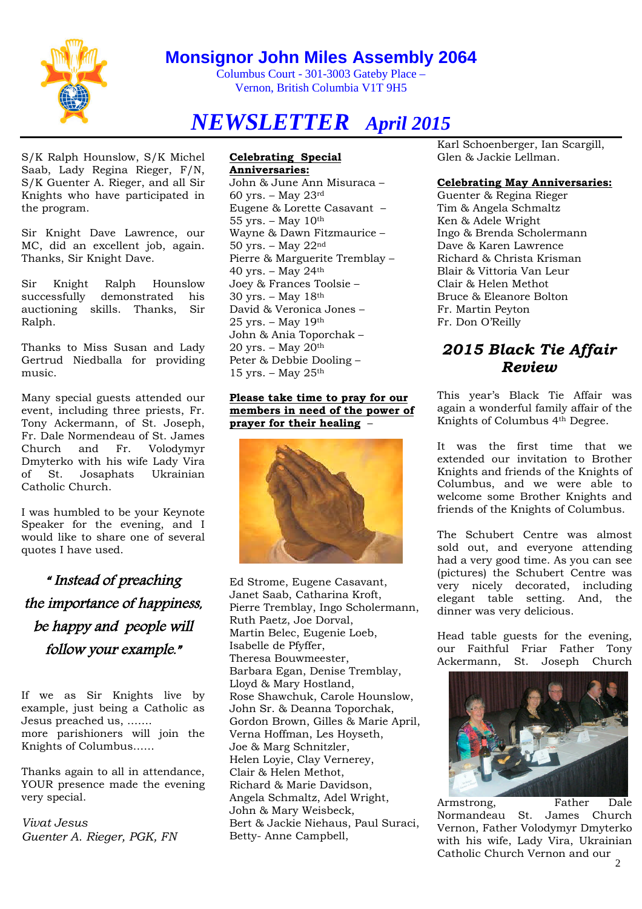# Monsignor John Miles Assembly 2064

Columbus Court - 301-3003 Gateby Place – Vernon, British Columbia V1T 9H5

# *NEWSLETTER April 2015*

S/K Ralph Hounslow, S/K Michel Saab, Lady Regina Rieger, F/N, S/K Guenter A. Rieger, and all Sir Knights who have participated in the program.

Sir Knight Dave Lawrence, our MC, did an excellent job, again. Thanks, Sir Knight Dave.

Sir Knight Ralph Hounslow successfully demonstrated his auctioning skills. Thanks, Sir Ralph.

Thanks to Miss Susan and Lady Gertrud Niedballa for providing music.

Many special guests attended our event, including three priests, Fr. Tony Ackermann, of St. Joseph, Fr. Dale Normendeau of St. James Church and Fr. Volodymyr Dmyterko with his wife Lady Vira of St. Josaphats Ukrainian Catholic Church.

I was humbled to be your Keynote Speaker for the evening, and I would like to share one of several quotes I have used.

*" Instead of preaching the importance of happiness, be happy and people will follow your example."*

If we as Sir Knights live by example, just being a Catholic as Jesus preached us, ……. more parishioners will join the Knights of Columbus……

Thanks again to all in attendance, YOUR presence made the evening very special.

*Vivat Jesus*
*Guenter A. Rieger, PGK, FN*

**Celebrating Special Anniversaries:**

John & June Ann Misuraca – 60 yrs. – May 23rd
Eugene & Lorette Casavant – 55 yrs. – May 10th
Wayne & Dawn Fitzmaurice – 50 yrs. – May 22nd
Pierre & Marguerite Tremblay – 40 yrs. – May 24th
Joey & Frances Toolsie – 30 yrs. – May 18th
David & Veronica Jones – 25 yrs. – May 19th
John & Ania Toporchak – 20 yrs. – May 20th
Peter & Debbie Dooling – 15 yrs. – May 25th

**Please take time to pray for our members in need of the power of prayer for their healing** –

Ed Strome, Eugene Casavant, Janet Saab, Catharina Kroft, Pierre Tremblay, Ingo Scholermann, Ruth Paetz, Joe Dorval, Martin Belec, Eugenie Loeb, Isabelle de Pfyffer, Theresa Bouwmeester, Barbara Egan, Denise Tremblay, Lloyd & Mary Hostland, Rose Shawchuk, Carole Hounslow, John Sr. & Deanna Toporchak, Gordon Brown, Gilles & Marie April, Verna Hoffman, Les Hoyseth, Joe & Marg Schnitzler, Helen Loyie, Clay Vernerey, Clair & Helen Methot, Richard & Marie Davidson, Angela Schmaltz, Adel Wright, John & Mary Weisbeck, Bert & Jackie Niehaus, Paul Suraci, Betty- Anne Campbell, Karl Schoenberger, Ian Scargill, Glen & Jackie Lellman.

**Celebrating May Anniversaries:**

Guenter & Regina Rieger
Tim & Angela Schmaltz
Ken & Adele Wright
Ingo & Brenda Scholermann
Dave & Karen Lawrence
Richard & Christa Krisman
Blair & Vittoria Van Leur
Clair & Helen Methot
Bruce & Eleanore Bolton
Fr. Martin Peyton
Fr. Don O'Reilly

## *2015 Black Tie Affair Review*

This year's Black Tie Affair was again a wonderful family affair of the Knights of Columbus 4th Degree.

It was the first time that we extended our invitation to Brother Knights and friends of the Knights of Columbus, and we were able to welcome some Brother Knights and friends of the Knights of Columbus.

The Schubert Centre was almost sold out, and everyone attending had a very good time. As you can see (pictures) the Schubert Centre was very nicely decorated, including elegant table setting. And, the dinner was very delicious.

Head table guests for the evening, our Faithful Friar Father Tony Ackermann, St. Joseph Church Armstrong, Father Dale Normandeau St. James Church Vernon, Father Volodymyr Dmyterko with his wife, Lady Vira, Ukrainian Catholic Church Vernon and our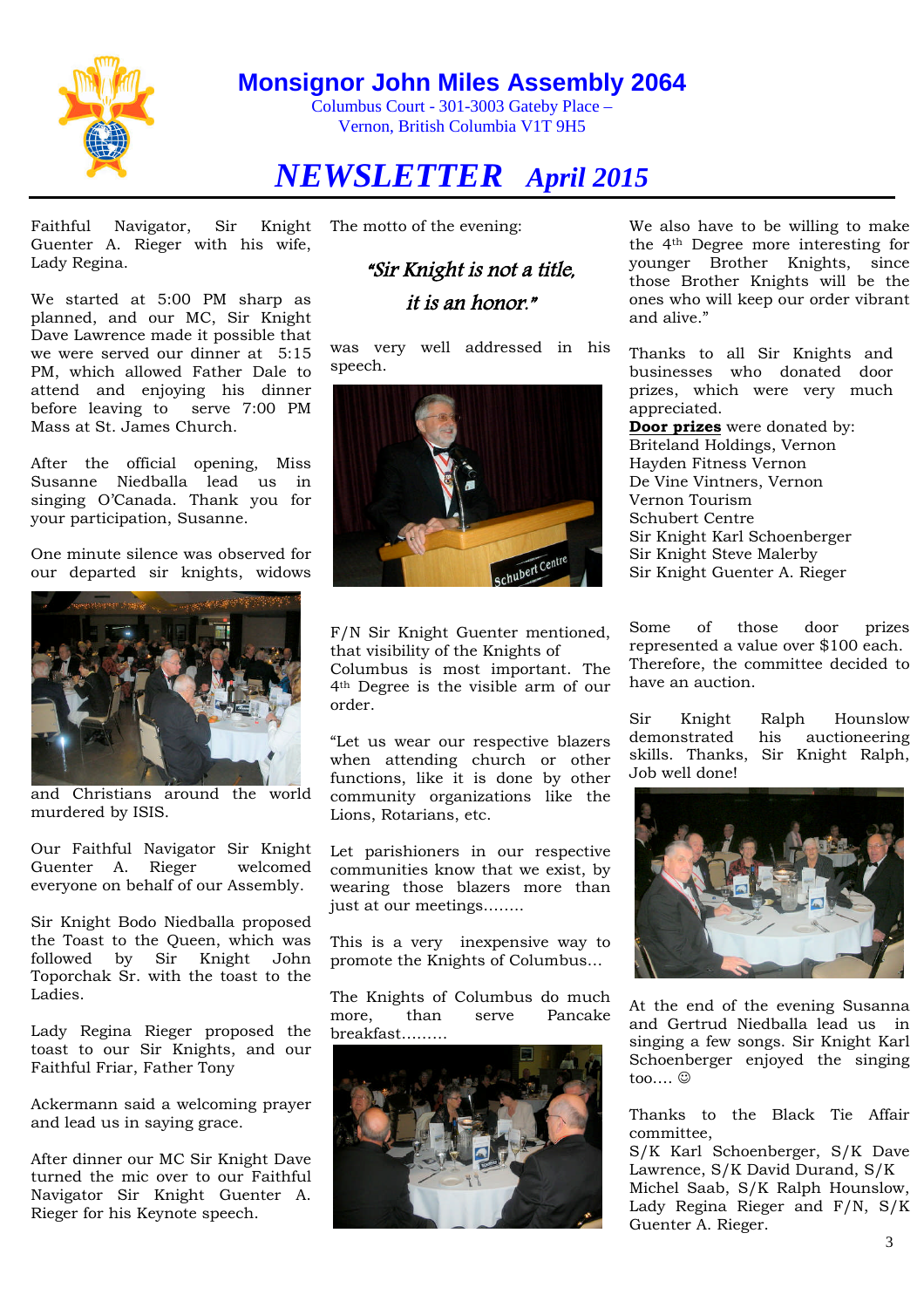# Monsignor John Miles Assembly 2064

Columbus Court - 301-3003 Gateby Place –
Vernon, British Columbia V1T 9H5

# *NEWSLETTER April 2015*

Faithful Navigator, Sir Knight Guenter A. Rieger with his wife, Lady Regina.

We started at 5:00 PM sharp as planned, and our MC, Sir Knight Dave Lawrence made it possible that we were served our dinner at 5:15 PM, which allowed Father Dale to attend and enjoying his dinner before leaving to serve 7:00 PM Mass at St. James Church.

After the official opening, Miss Susanne Niedballa lead us in singing O'Canada. Thank you for your participation, Susanne.

One minute silence was observed for our departed sir knights, widows and Christians around the world murdered by ISIS.

Our Faithful Navigator Sir Knight Guenter A. Rieger welcomed everyone on behalf of our Assembly.

Sir Knight Bodo Niedballa proposed the Toast to the Queen, which was followed by Sir Knight John Toporchak Sr. with the toast to the Ladies.

Lady Regina Rieger proposed the toast to our Sir Knights, and our Faithful Friar, Father Tony

Ackermann said a welcoming prayer and lead us in saying grace.

After dinner our MC Sir Knight Dave turned the mic over to our Faithful Navigator Sir Knight Guenter A. Rieger for his Keynote speech.

The motto of the evening:

*"Sir Knight is not a title, it is an honor."*

was very well addressed in his speech.

F/N Sir Knight Guenter mentioned, that visibility of the Knights of Columbus is most important. The 4th Degree is the visible arm of our order.

"Let us wear our respective blazers when attending church or other functions, like it is done by other community organizations like the Lions, Rotarians, etc.

Let parishioners in our respective communities know that we exist, by wearing those blazers more than just at our meetings........

This is a very inexpensive way to promote the Knights of Columbus...

The Knights of Columbus do much more, than serve Pancake breakfast.........

We also have to be willing to make the 4th Degree more interesting for younger Brother Knights, since those Brother Knights will be the ones who will keep our order vibrant and alive."

Thanks to all Sir Knights and businesses who donated door prizes, which were very much appreciated.

**Door prizes** were donated by:
Briteland Holdings, Vernon
Hayden Fitness Vernon
De Vine Vintners, Vernon
Vernon Tourism
Schubert Centre
Sir Knight Karl Schoenberger
Sir Knight Steve Malerby
Sir Knight Guenter A. Rieger

Some of those door prizes represented a value over $100 each. Therefore, the committee decided to have an auction.

Sir Knight Ralph Hounslow demonstrated his auctioneering skills. Thanks, Sir Knight Ralph, Job well done!

At the end of the evening Susanna and Gertrud Niedballa lead us in singing a few songs. Sir Knight Karl Schoenberger enjoyed the singing too.... ☺

Thanks to the Black Tie Affair committee,
S/K Karl Schoenberger, S/K Dave Lawrence, S/K David Durand, S/K Michel Saab, S/K Ralph Hounslow, Lady Regina Rieger and F/N, S/K Guenter A. Rieger.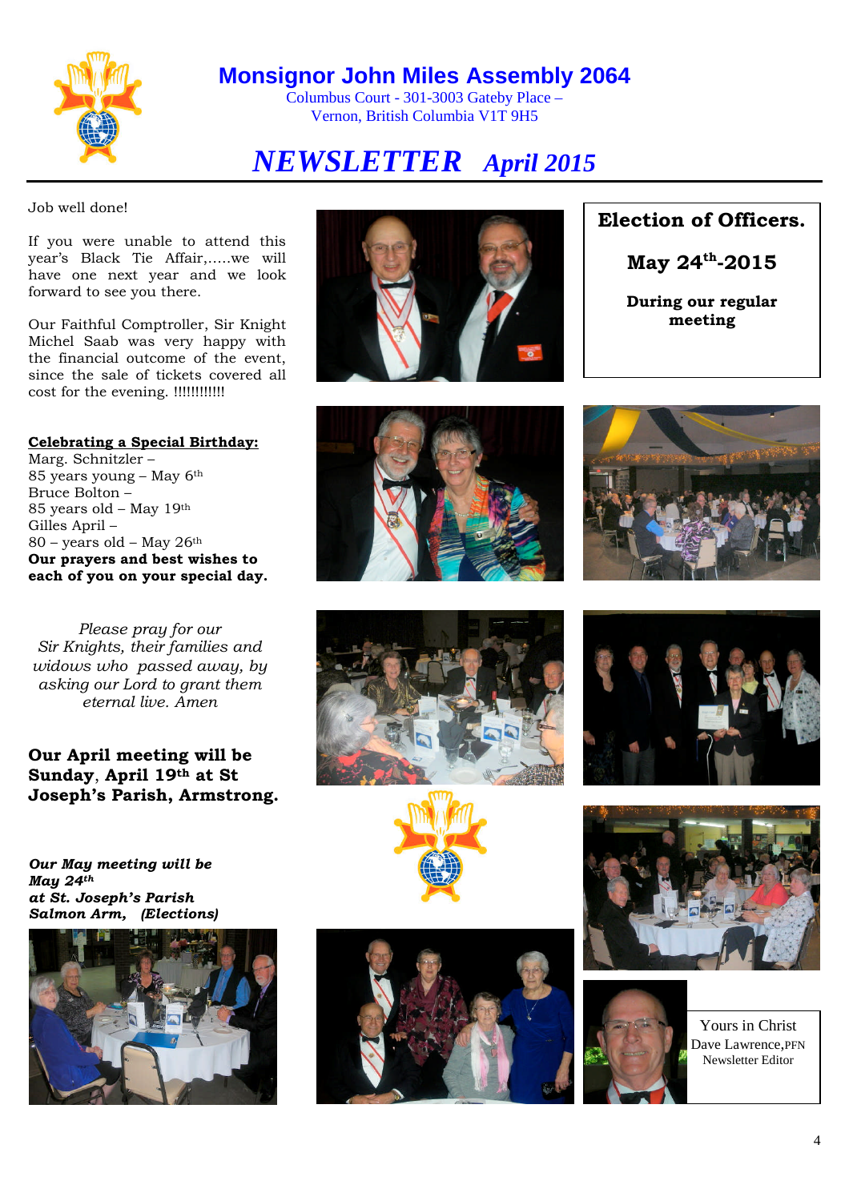# Monsignor John Miles Assembly 2064

Columbus Court - 301-3003 Gateby Place –
Vernon, British Columbia V1T 9H5

## *NEWSLETTER April 2015*

Job well done!

If you were unable to attend this year's Black Tie Affair,.....we will have one next year and we look forward to see you there.

Our Faithful Comptroller, Sir Knight Michel Saab was very happy with the financial outcome of the event, since the sale of tickets covered all cost for the evening. !!!!!!!!!!!!

**Election of Officers.**

**May 24th-2015**

**During our regular meeting**

**Celebrating a Special Birthday:**

Marg. Schnitzler –
85 years young – May 6th
Bruce Bolton –
85 years old – May 19th
Gilles April –
80 – years old – May 26th
**Our prayers and best wishes to each of you on your special day.**

*Please pray for our Sir Knights, their families and widows who passed away, by asking our Lord to grant them eternal live. Amen*

**Our April meeting will be Sunday, April 19th at St Joseph's Parish, Armstrong.**

***Our May meeting will be May 24th at St. Joseph's Parish Salmon Arm, (Elections)***

Yours in Christ
Dave Lawrence,PFN
Newsletter Editor